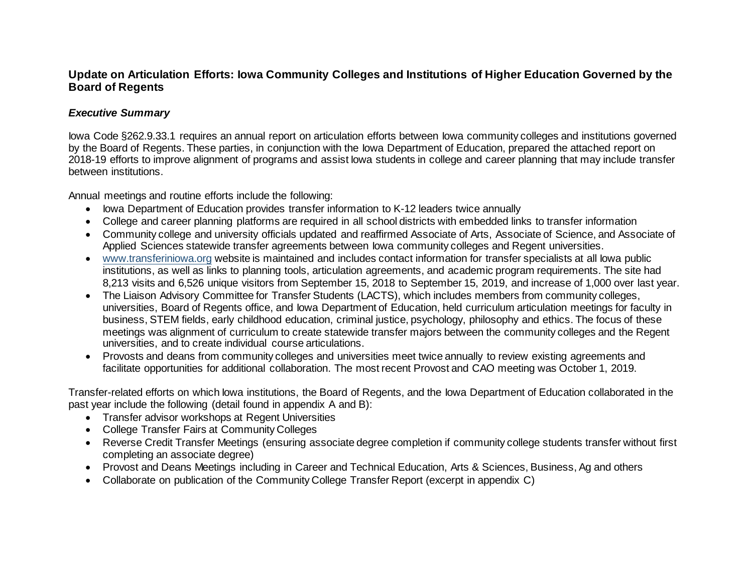## Update on Articulation Efforts: Iowa Community Colleges and Institutions of Higher Education Governed by the Board of Regents

### *Executive Summary*

Iowa Code §262.9.33.1 requires an annual report on articulation efforts between Iowa community colleges and institutions governed by the Board of Regents. These parties, in conjunction with the Iowa Department of Education, prepared the attached report on 2018-19 efforts to improve alignment of programs and assist Iowa students in college and career planning that may include transfer between institutions.

Annual meetings and routine efforts include the following:

- Iowa Department of Education provides transfer information to K-12 leaders twice annually
- College and career planning platforms are required in all school districts with embedded links to transfer information
- Community college and university officials updated and reaffirmed Associate of Arts, Associate of Science, and Associate of Applied Sciences statewide transfer agreements between Iowa community colleges and Regent universities.
- www.transferiniowa.org website is maintained and includes contact information for transfer specialists at all Iowa public institutions, as well as links to planning tools, articulation agreements, and academic program requirements. The site had 8,213 visits and 6,526 unique visitors from September 15, 2018 to September 15, 2019, and increase of 1,000 over last year.
- The Liaison Advisory Committee for Transfer Students (LACTS), which includes members from community colleges, universities, Board of Regents office, and Iowa Department of Education, held curriculum articulation meetings for faculty in business, STEM fields, early childhood education, criminal justice, psychology, philosophy and ethics. The focus of these meetings was alignment of curriculum to create statewide transfer majors between the community colleges and the Regent universities, and to create individual course articulations.
- Provosts and deans from community colleges and universities meet twice annually to review existing agreements and facilitate opportunities for additional collaboration. The most recent Provost and CAO meeting was October 1, 2019.

Transfer-related efforts on which Iowa institutions, the Board of Regents, and the Iowa Department of Education collaborated in the past year include the following (detail found in appendix A and B):

- Transfer advisor workshops at Regent Universities
- College Transfer Fairs at Community Colleges
- Reverse Credit Transfer Meetings (ensuring associate degree completion if community college students transfer without first completing an associate degree)
- Provost and Deans Meetings including in Career and Technical Education, Arts & Sciences, Business, Ag and others
- Collaborate on publication of the Community College Transfer Report (excerpt in appendix C)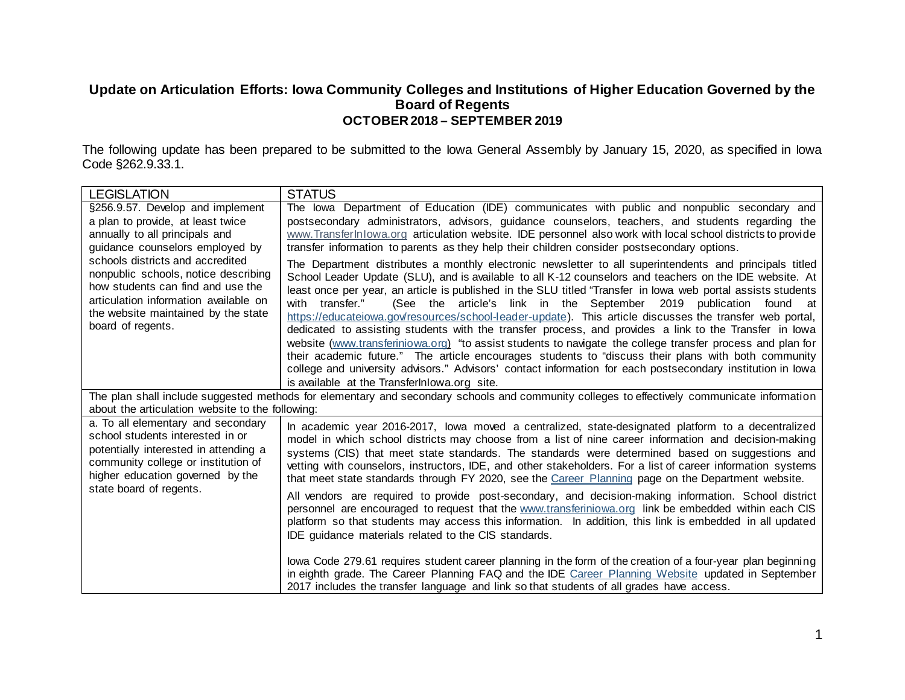**Update on Articulation Efforts: Iowa Community Colleges and Institutions of Higher Education Governed by the Board of Regents**
**OCTOBER 2018 – SEPTEMBER 2019**

The following update has been prepared to be submitted to the Iowa General Assembly by January 15, 2020, as specified in Iowa Code §262.9.33.1.

| LEGISLATION | STATUS |
|---|---|
| §256.9.57. Develop and implement a plan to provide, at least twice annually to all principals and guidance counselors employed by schools districts and accredited nonpublic schools, notice describing how students can find and use the articulation information available on the website maintained by the state board of regents. | The Iowa Department of Education (IDE) communicates with public and nonpublic secondary and postsecondary administrators, advisors, guidance counselors, teachers, and students regarding the www.TransferInIowa.org articulation website. IDE personnel also work with local school districts to provide transfer information to parents as they help their children consider postsecondary options.<br><br>The Department distributes a monthly electronic newsletter to all superintendents and principals titled School Leader Update (SLU), and is available to all K-12 counselors and teachers on the IDE website. At least once per year, an article is published in the SLU titled "Transfer in Iowa web portal assists students with transfer." (See the article's link in the September 2019 publication found at https://educateiowa.gov/resources/school-leader-update). This article discusses the transfer web portal, dedicated to assisting students with the transfer process, and provides a link to the Transfer in Iowa website (www.transferiniowa.org) "to assist students to navigate the college transfer process and plan for their academic future." The article encourages students to "discuss their plans with both community college and university advisors." Advisors' contact information for each postsecondary institution in Iowa is available at the TransferInIowa.org site. |
| The plan shall include suggested methods for elementary and secondary schools and community colleges to effectively communicate information about the articulation website to the following: | |
| a. To all elementary and secondary school students interested in or potentially interested in attending a community college or institution of higher education governed by the state board of regents. | In academic year 2016-2017, Iowa moved a centralized, state-designated platform to a decentralized model in which school districts may choose from a list of nine career information and decision-making systems (CIS) that meet state standards. The standards were determined based on suggestions and vetting with counselors, instructors, IDE, and other stakeholders. For a list of career information systems that meet state standards through FY 2020, see the Career Planning page on the Department website.<br><br>All vendors are required to provide post-secondary, and decision-making information. School district personnel are encouraged to request that the www.transferiniowa.org link be embedded within each CIS platform so that students may access this information. In addition, this link is embedded in all updated IDE guidance materials related to the CIS standards.<br><br>Iowa Code 279.61 requires student career planning in the form of the creation of a four-year plan beginning in eighth grade. The Career Planning FAQ and the IDE Career Planning Website updated in September 2017 includes the transfer language and link so that students of all grades have access. |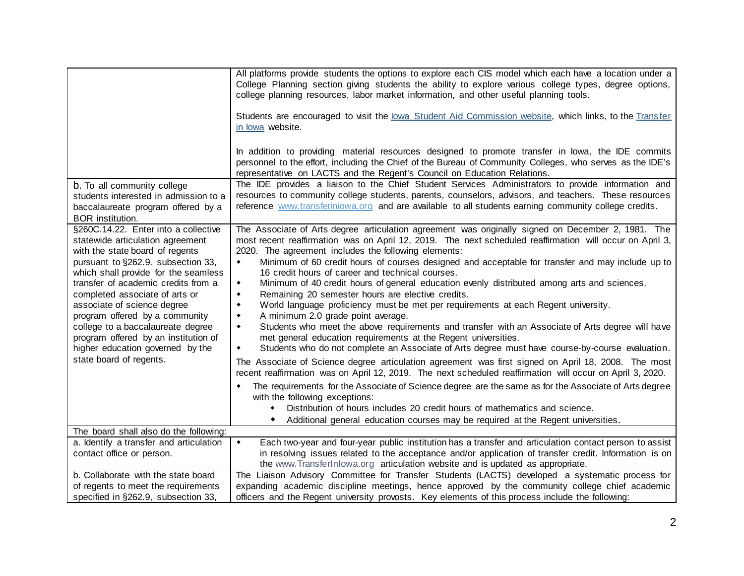| | |
|---|---|
| | All platforms provide students the options to explore each CIS model which each have a location under a College Planning section giving students the ability to explore various college types, degree options, college planning resources, labor market information, and other useful planning tools.<br><br>Students are encouraged to visit the Iowa Student Aid Commission website, which links, to the Transfer in Iowa website.<br><br>In addition to providing material resources designed to promote transfer in Iowa, the IDE commits personnel to the effort, including the Chief of the Bureau of Community Colleges, who serves as the IDE's representative on LACTS and the Regent's Council on Education Relations. |
| b. To all community college students interested in admission to a baccalaureate program offered by a BOR institution. | The IDE provides a liaison to the Chief Student Services Administrators to provide information and resources to community college students, parents, counselors, advisors, and teachers. These resources reference www.transferiniowa.org and are available to all students earning community college credits. |
| §260C.14.22. Enter into a collective statewide articulation agreement with the state board of regents pursuant to §262.9. subsection 33, which shall provide for the seamless transfer of academic credits from a completed associate of arts or associate of science degree program offered by a community college to a baccalaureate degree program offered by an institution of higher education governed by the state board of regents. | The Associate of Arts degree articulation agreement was originally signed on December 2, 1981. The most recent reaffirmation was on April 12, 2019. The next scheduled reaffirmation will occur on April 3, 2020. The agreement includes the following elements:<br>• Minimum of 60 credit hours of courses designed and acceptable for transfer and may include up to 16 credit hours of career and technical courses.<br>• Minimum of 40 credit hours of general education evenly distributed among arts and sciences.<br>• Remaining 20 semester hours are elective credits.<br>• World language proficiency must be met per requirements at each Regent university.<br>• A minimum 2.0 grade point average.<br>• Students who meet the above requirements and transfer with an Associate of Arts degree will have met general education requirements at the Regent universities.<br>• Students who do not complete an Associate of Arts degree must have course-by-course evaluation.<br><br>The Associate of Science degree articulation agreement was first signed on April 18, 2008. The most recent reaffirmation was on April 12, 2019. The next scheduled reaffirmation will occur on April 3, 2020.<br>• The requirements for the Associate of Science degree are the same as for the Associate of Arts degree with the following exceptions:<br>&nbsp;&nbsp;&nbsp;&nbsp;◦ Distribution of hours includes 20 credit hours of mathematics and science.<br>&nbsp;&nbsp;&nbsp;&nbsp;◦ Additional general education courses may be required at the Regent universities. |
| The board shall also do the following: | |
| a. Identify a transfer and articulation contact office or person. | • Each two-year and four-year public institution has a transfer and articulation contact person to assist in resolving issues related to the acceptance and/or application of transfer credit. Information is on the www.TransferInIowa.org articulation website and is updated as appropriate. |
| b. Collaborate with the state board of regents to meet the requirements specified in §262.9, subsection 33, | The Liaison Advisory Committee for Transfer Students (LACTS) developed a systematic process for expanding academic discipline meetings, hence approved by the community college chief academic officers and the Regent university provosts. Key elements of this process include the following: |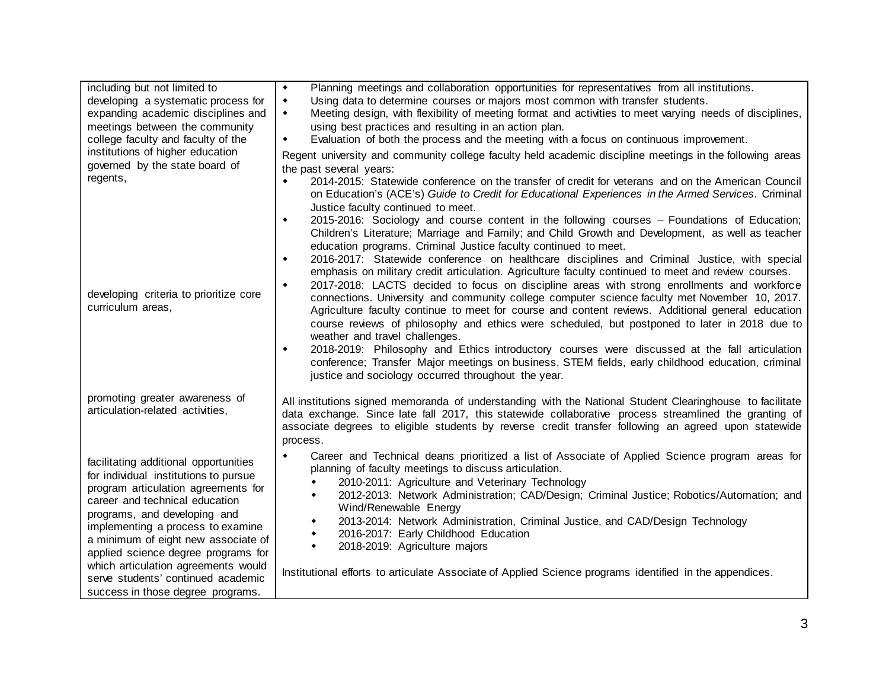| | |
|---|---|
| including but not limited to developing a systematic process for expanding academic disciplines and meetings between the community college faculty and faculty of the institutions of higher education governed by the state board of regents, | • Planning meetings and collaboration opportunities for representatives from all institutions.<br>• Using data to determine courses or majors most common with transfer students.<br>• Meeting design, with flexibility of meeting format and activities to meet varying needs of disciplines, using best practices and resulting in an action plan.<br>• Evaluation of both the process and the meeting with a focus on continuous improvement.<br>Regent university and community college faculty held academic discipline meetings in the following areas the past several years:<br>• 2014-2015: Statewide conference on the transfer of credit for veterans and on the American Council on Education's (ACE's) *Guide to Credit for Educational Experiences in the Armed Services*. Criminal Justice faculty continued to meet.<br>• 2015-2016: Sociology and course content in the following courses – Foundations of Education; Children's Literature; Marriage and Family; and Child Growth and Development, as well as teacher education programs. Criminal Justice faculty continued to meet.<br>• 2016-2017: Statewide conference on healthcare disciplines and Criminal Justice, with special emphasis on military credit articulation. Agriculture faculty continued to meet and review courses. |
| developing criteria to prioritize core curriculum areas, | • 2017-2018: LACTS decided to focus on discipline areas with strong enrollments and workforce connections. University and community college computer science faculty met November 10, 2017. Agriculture faculty continue to meet for course and content reviews. Additional general education course reviews of philosophy and ethics were scheduled, but postponed to later in 2018 due to weather and travel challenges.<br>• 2018-2019: Philosophy and Ethics introductory courses were discussed at the fall articulation conference; Transfer Major meetings on business, STEM fields, early childhood education, criminal justice and sociology occurred throughout the year. |
| promoting greater awareness of articulation-related activities, | All institutions signed memoranda of understanding with the National Student Clearinghouse to facilitate data exchange. Since late fall 2017, this statewide collaborative process streamlined the granting of associate degrees to eligible students by reverse credit transfer following an agreed upon statewide process. |
| facilitating additional opportunities for individual institutions to pursue program articulation agreements for career and technical education programs, and developing and implementing a process to examine a minimum of eight new associate of applied science degree programs for which articulation agreements would serve students' continued academic success in those degree programs. | • Career and Technical deans prioritized a list of Associate of Applied Science program areas for planning of faculty meetings to discuss articulation.<br>&nbsp;&nbsp;◦ 2010-2011: Agriculture and Veterinary Technology<br>&nbsp;&nbsp;◦ 2012-2013: Network Administration; CAD/Design; Criminal Justice; Robotics/Automation; and Wind/Renewable Energy<br>&nbsp;&nbsp;◦ 2013-2014: Network Administration, Criminal Justice, and CAD/Design Technology<br>&nbsp;&nbsp;◦ 2016-2017: Early Childhood Education<br>&nbsp;&nbsp;◦ 2018-2019: Agriculture majors<br><br>Institutional efforts to articulate Associate of Applied Science programs identified in the appendices. |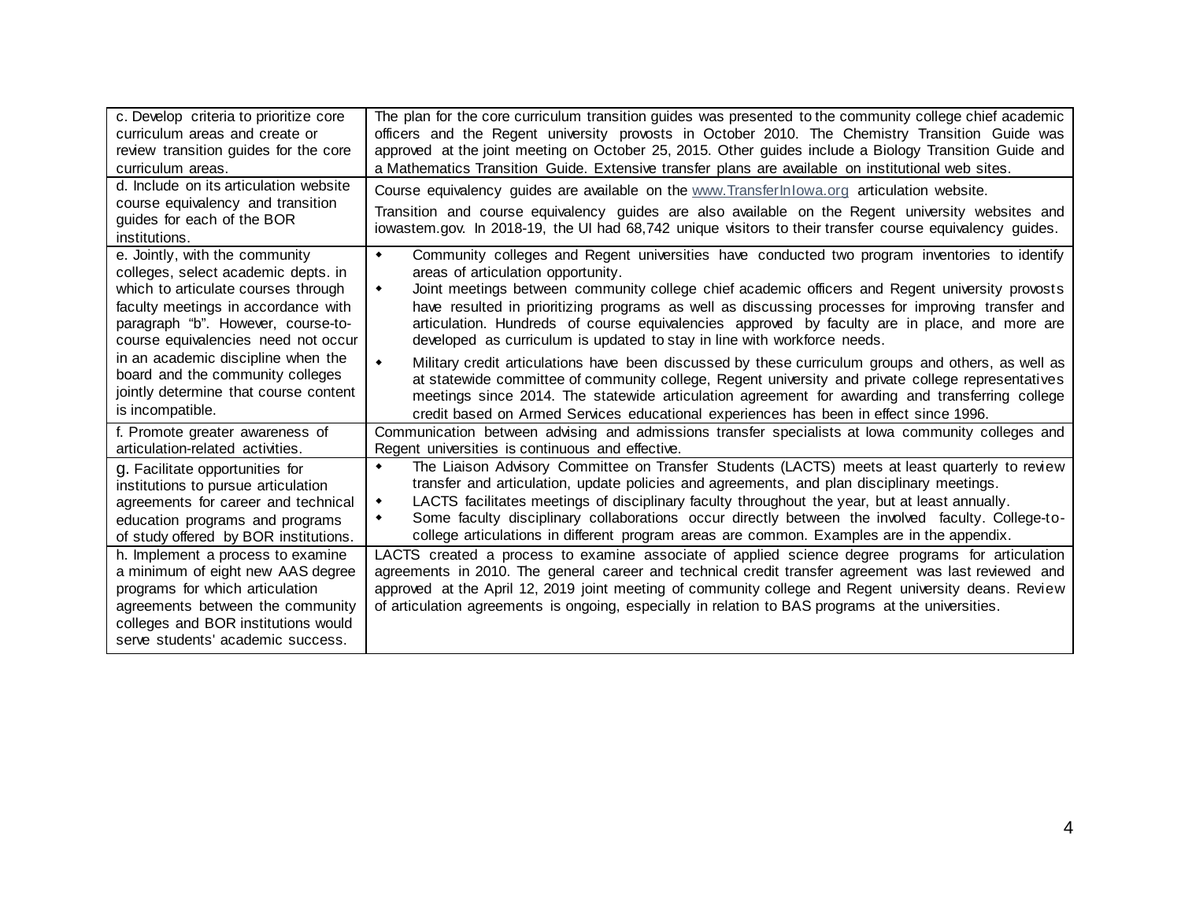| | |
|---|---|
| c. Develop criteria to prioritize core curriculum areas and create or review transition guides for the core curriculum areas. | The plan for the core curriculum transition guides was presented to the community college chief academic officers and the Regent university provosts in October 2010. The Chemistry Transition Guide was approved at the joint meeting on October 25, 2015. Other guides include a Biology Transition Guide and a Mathematics Transition Guide. Extensive transfer plans are available on institutional web sites. |
| d. Include on its articulation website course equivalency and transition guides for each of the BOR institutions. | Course equivalency guides are available on the www.TransferInIowa.org articulation website.<br><br>Transition and course equivalency guides are also available on the Regent university websites and iowastem.gov. In 2018-19, the UI had 68,742 unique visitors to their transfer course equivalency guides. |
| e. Jointly, with the community colleges, select academic depts. in which to articulate courses through faculty meetings in accordance with paragraph "b". However, course-to-course equivalencies need not occur in an academic discipline when the board and the community colleges jointly determine that course content is incompatible. | • Community colleges and Regent universities have conducted two program inventories to identify areas of articulation opportunity.<br>• Joint meetings between community college chief academic officers and Regent university provosts have resulted in prioritizing programs as well as discussing processes for improving transfer and articulation. Hundreds of course equivalencies approved by faculty are in place, and more are developed as curriculum is updated to stay in line with workforce needs.<br>• Military credit articulations have been discussed by these curriculum groups and others, as well as at statewide committee of community college, Regent university and private college representatives meetings since 2014. The statewide articulation agreement for awarding and transferring college credit based on Armed Services educational experiences has been in effect since 1996. |
| f. Promote greater awareness of articulation-related activities. | Communication between advising and admissions transfer specialists at Iowa community colleges and Regent universities is continuous and effective. |
| g. Facilitate opportunities for institutions to pursue articulation agreements for career and technical education programs and programs of study offered by BOR institutions. | • The Liaison Advisory Committee on Transfer Students (LACTS) meets at least quarterly to review transfer and articulation, update policies and agreements, and plan disciplinary meetings.<br>• LACTS facilitates meetings of disciplinary faculty throughout the year, but at least annually.<br>• Some faculty disciplinary collaborations occur directly between the involved faculty. College-to-college articulations in different program areas are common. Examples are in the appendix. |
| h. Implement a process to examine a minimum of eight new AAS degree programs for which articulation agreements between the community colleges and BOR institutions would serve students' academic success. | LACTS created a process to examine associate of applied science degree programs for articulation agreements in 2010. The general career and technical credit transfer agreement was last reviewed and approved at the April 12, 2019 joint meeting of community college and Regent university deans. Review of articulation agreements is ongoing, especially in relation to BAS programs at the universities. |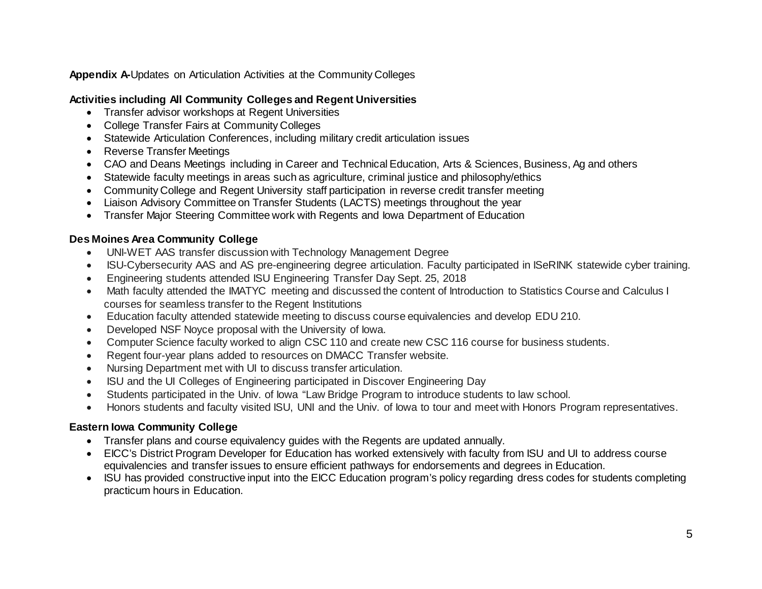**Appendix A-**Updates on Articulation Activities at the Community Colleges

**Activities including All Community Colleges and Regent Universities**

- Transfer advisor workshops at Regent Universities
- College Transfer Fairs at Community Colleges
- Statewide Articulation Conferences, including military credit articulation issues
- Reverse Transfer Meetings
- CAO and Deans Meetings including in Career and Technical Education, Arts & Sciences, Business, Ag and others
- Statewide faculty meetings in areas such as agriculture, criminal justice and philosophy/ethics
- Community College and Regent University staff participation in reverse credit transfer meeting
- Liaison Advisory Committee on Transfer Students (LACTS) meetings throughout the year
- Transfer Major Steering Committee work with Regents and Iowa Department of Education

**Des Moines Area Community College**

- UNI-WET AAS transfer discussion with Technology Management Degree
- ISU-Cybersecurity AAS and AS pre-engineering degree articulation. Faculty participated in ISeRINK statewide cyber training.
- Engineering students attended ISU Engineering Transfer Day Sept. 25, 2018
- Math faculty attended the IMATYC meeting and discussed the content of Introduction to Statistics Course and Calculus I courses for seamless transfer to the Regent Institutions
- Education faculty attended statewide meeting to discuss course equivalencies and develop EDU 210.
- Developed NSF Noyce proposal with the University of Iowa.
- Computer Science faculty worked to align CSC 110 and create new CSC 116 course for business students.
- Regent four-year plans added to resources on DMACC Transfer website.
- Nursing Department met with UI to discuss transfer articulation.
- ISU and the UI Colleges of Engineering participated in Discover Engineering Day
- Students participated in the Univ. of Iowa "Law Bridge Program to introduce students to law school.
- Honors students and faculty visited ISU, UNI and the Univ. of Iowa to tour and meet with Honors Program representatives.

**Eastern Iowa Community College**

- Transfer plans and course equivalency guides with the Regents are updated annually.
- EICC's District Program Developer for Education has worked extensively with faculty from ISU and UI to address course equivalencies and transfer issues to ensure efficient pathways for endorsements and degrees in Education.
- ISU has provided constructive input into the EICC Education program's policy regarding dress codes for students completing practicum hours in Education.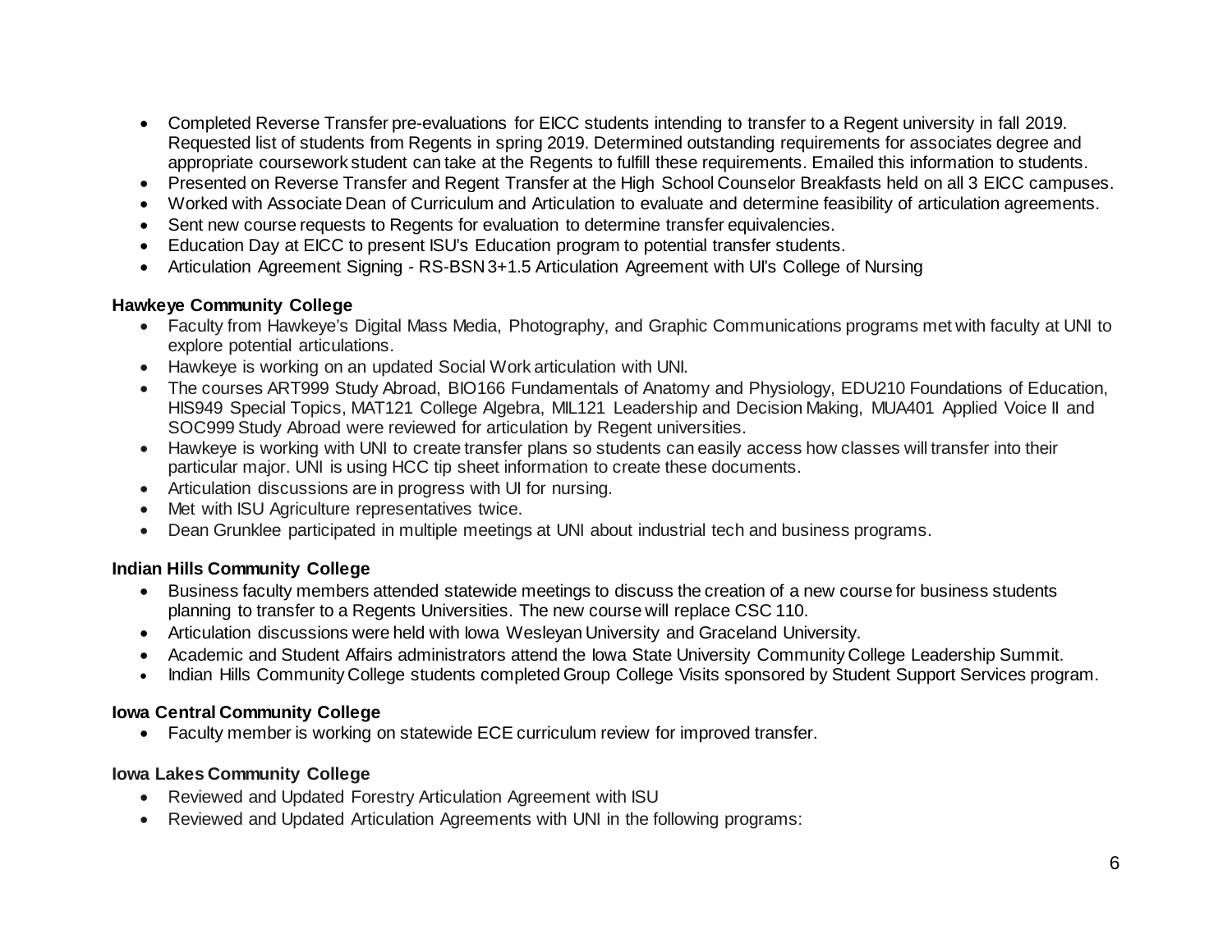- Completed Reverse Transfer pre-evaluations for EICC students intending to transfer to a Regent university in fall 2019. Requested list of students from Regents in spring 2019. Determined outstanding requirements for associates degree and appropriate coursework student can take at the Regents to fulfill these requirements. Emailed this information to students.
- Presented on Reverse Transfer and Regent Transfer at the High School Counselor Breakfasts held on all 3 EICC campuses.
- Worked with Associate Dean of Curriculum and Articulation to evaluate and determine feasibility of articulation agreements.
- Sent new course requests to Regents for evaluation to determine transfer equivalencies.
- Education Day at EICC to present ISU's Education program to potential transfer students.
- Articulation Agreement Signing - RS-BSN 3+1.5 Articulation Agreement with UI's College of Nursing

**Hawkeye Community College**

- Faculty from Hawkeye's Digital Mass Media, Photography, and Graphic Communications programs met with faculty at UNI to explore potential articulations.
- Hawkeye is working on an updated Social Work articulation with UNI.
- The courses ART999 Study Abroad, BIO166 Fundamentals of Anatomy and Physiology, EDU210 Foundations of Education, HIS949 Special Topics, MAT121 College Algebra, MIL121 Leadership and Decision Making, MUA401 Applied Voice II and SOC999 Study Abroad were reviewed for articulation by Regent universities.
- Hawkeye is working with UNI to create transfer plans so students can easily access how classes will transfer into their particular major. UNI is using HCC tip sheet information to create these documents.
- Articulation discussions are in progress with UI for nursing.
- Met with ISU Agriculture representatives twice.
- Dean Grunklee participated in multiple meetings at UNI about industrial tech and business programs.

**Indian Hills Community College**

- Business faculty members attended statewide meetings to discuss the creation of a new course for business students planning to transfer to a Regents Universities. The new course will replace CSC 110.
- Articulation discussions were held with Iowa Wesleyan University and Graceland University.
- Academic and Student Affairs administrators attend the Iowa State University Community College Leadership Summit.
- Indian Hills Community College students completed Group College Visits sponsored by Student Support Services program.

**Iowa Central Community College**

- Faculty member is working on statewide ECE curriculum review for improved transfer.

**Iowa Lakes Community College**

- Reviewed and Updated Forestry Articulation Agreement with ISU
- Reviewed and Updated Articulation Agreements with UNI in the following programs: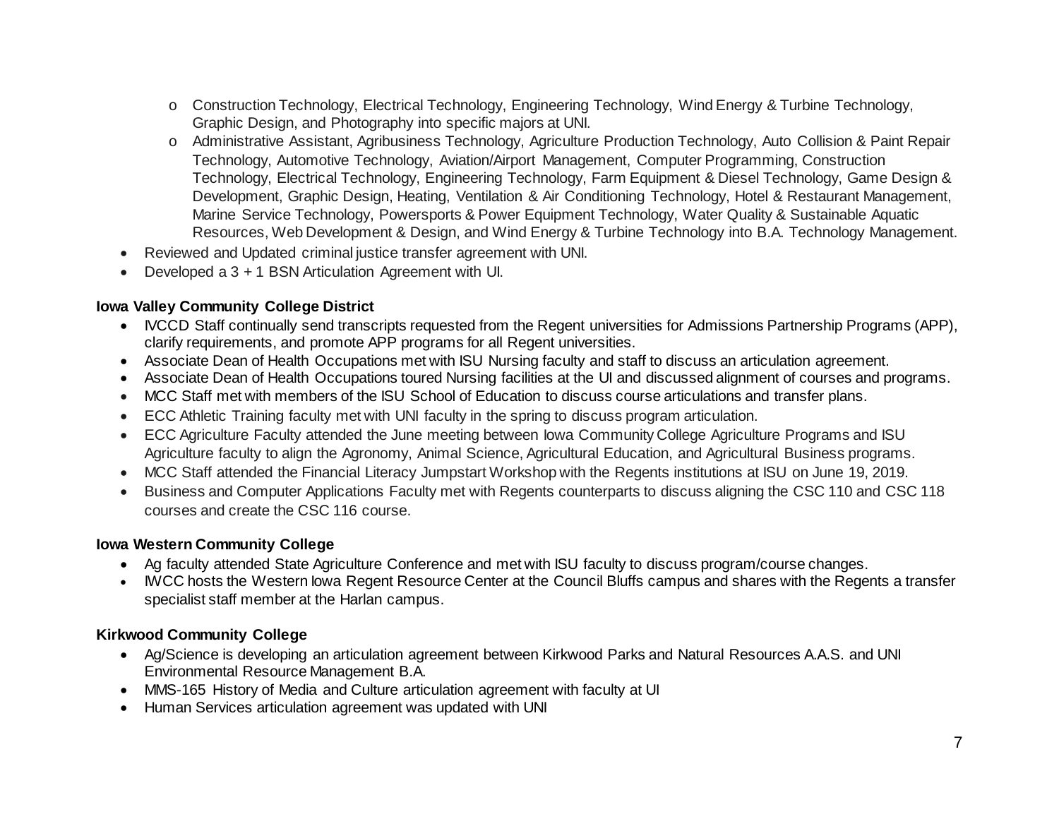- Construction Technology, Electrical Technology, Engineering Technology, Wind Energy & Turbine Technology, Graphic Design, and Photography into specific majors at UNI.
    - Administrative Assistant, Agribusiness Technology, Agriculture Production Technology, Auto Collision & Paint Repair Technology, Automotive Technology, Aviation/Airport Management, Computer Programming, Construction Technology, Electrical Technology, Engineering Technology, Farm Equipment & Diesel Technology, Game Design & Development, Graphic Design, Heating, Ventilation & Air Conditioning Technology, Hotel & Restaurant Management, Marine Service Technology, Powersports & Power Equipment Technology, Water Quality & Sustainable Aquatic Resources, Web Development & Design, and Wind Energy & Turbine Technology into B.A. Technology Management.
- Reviewed and Updated criminal justice transfer agreement with UNI.
- Developed a 3 + 1 BSN Articulation Agreement with UI.

**Iowa Valley Community College District**

- IVCCD Staff continually send transcripts requested from the Regent universities for Admissions Partnership Programs (APP), clarify requirements, and promote APP programs for all Regent universities.
- Associate Dean of Health Occupations met with ISU Nursing faculty and staff to discuss an articulation agreement.
- Associate Dean of Health Occupations toured Nursing facilities at the UI and discussed alignment of courses and programs.
- MCC Staff met with members of the ISU School of Education to discuss course articulations and transfer plans.
- ECC Athletic Training faculty met with UNI faculty in the spring to discuss program articulation.
- ECC Agriculture Faculty attended the June meeting between Iowa Community College Agriculture Programs and ISU Agriculture faculty to align the Agronomy, Animal Science, Agricultural Education, and Agricultural Business programs.
- MCC Staff attended the Financial Literacy Jumpstart Workshop with the Regents institutions at ISU on June 19, 2019.
- Business and Computer Applications Faculty met with Regents counterparts to discuss aligning the CSC 110 and CSC 118 courses and create the CSC 116 course.

**Iowa Western Community College**

- Ag faculty attended State Agriculture Conference and met with ISU faculty to discuss program/course changes.
- IWCC hosts the Western Iowa Regent Resource Center at the Council Bluffs campus and shares with the Regents a transfer specialist staff member at the Harlan campus.

**Kirkwood Community College**

- Ag/Science is developing an articulation agreement between Kirkwood Parks and Natural Resources A.A.S. and UNI Environmental Resource Management B.A.
- MMS-165 History of Media and Culture articulation agreement with faculty at UI
- Human Services articulation agreement was updated with UNI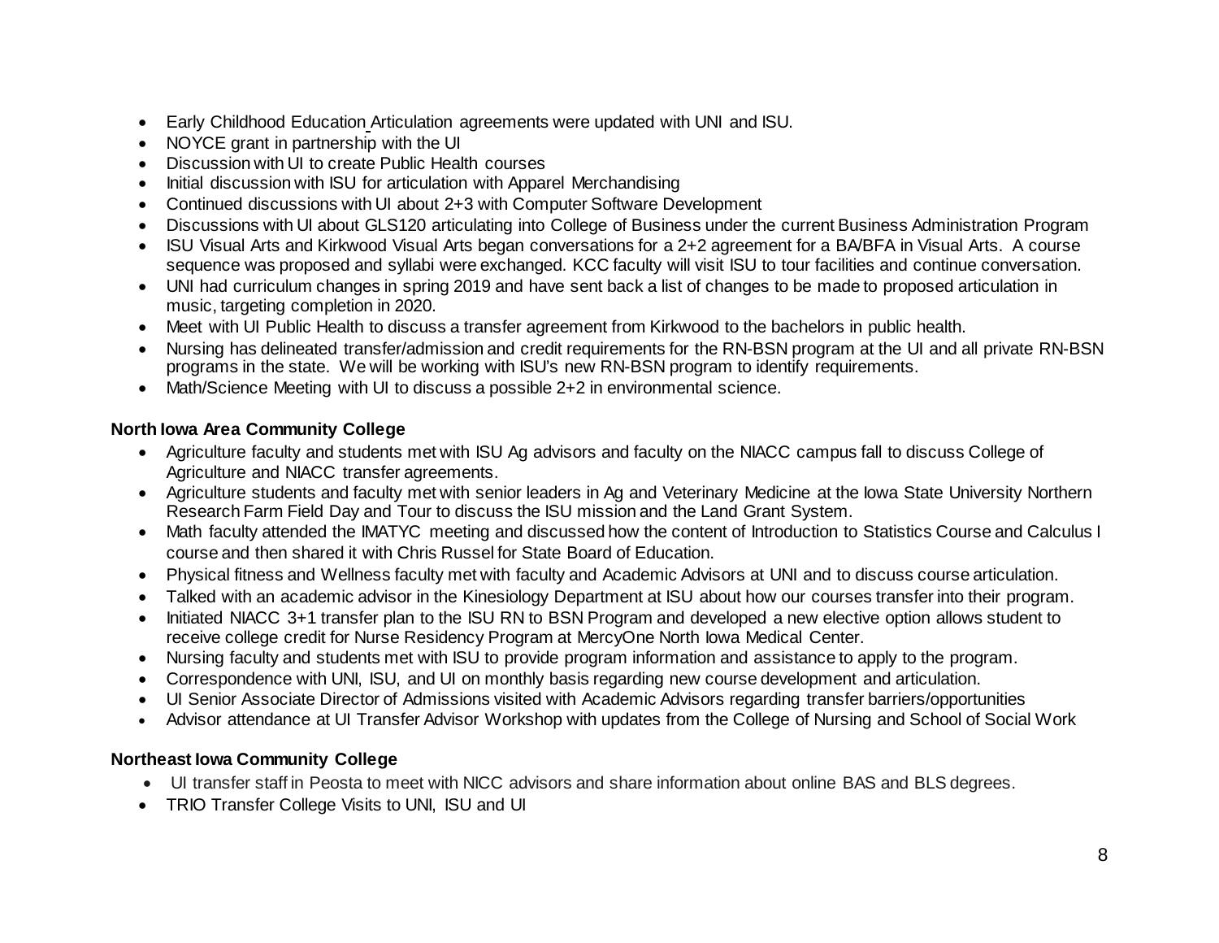- Early Childhood Education Articulation agreements were updated with UNI and ISU.
- NOYCE grant in partnership with the UI
- Discussion with UI to create Public Health courses
- Initial discussion with ISU for articulation with Apparel Merchandising
- Continued discussions with UI about 2+3 with Computer Software Development
- Discussions with UI about GLS120 articulating into College of Business under the current Business Administration Program
- ISU Visual Arts and Kirkwood Visual Arts began conversations for a 2+2 agreement for a BA/BFA in Visual Arts. A course sequence was proposed and syllabi were exchanged. KCC faculty will visit ISU to tour facilities and continue conversation.
- UNI had curriculum changes in spring 2019 and have sent back a list of changes to be made to proposed articulation in music, targeting completion in 2020.
- Meet with UI Public Health to discuss a transfer agreement from Kirkwood to the bachelors in public health.
- Nursing has delineated transfer/admission and credit requirements for the RN-BSN program at the UI and all private RN-BSN programs in the state. We will be working with ISU's new RN-BSN program to identify requirements.
- Math/Science Meeting with UI to discuss a possible 2+2 in environmental science.

**North Iowa Area Community College**

- Agriculture faculty and students met with ISU Ag advisors and faculty on the NIACC campus fall to discuss College of Agriculture and NIACC transfer agreements.
- Agriculture students and faculty met with senior leaders in Ag and Veterinary Medicine at the Iowa State University Northern Research Farm Field Day and Tour to discuss the ISU mission and the Land Grant System.
- Math faculty attended the IMATYC meeting and discussed how the content of Introduction to Statistics Course and Calculus I course and then shared it with Chris Russel for State Board of Education.
- Physical fitness and Wellness faculty met with faculty and Academic Advisors at UNI and to discuss course articulation.
- Talked with an academic advisor in the Kinesiology Department at ISU about how our courses transfer into their program.
- Initiated NIACC 3+1 transfer plan to the ISU RN to BSN Program and developed a new elective option allows student to receive college credit for Nurse Residency Program at MercyOne North Iowa Medical Center.
- Nursing faculty and students met with ISU to provide program information and assistance to apply to the program.
- Correspondence with UNI, ISU, and UI on monthly basis regarding new course development and articulation.
- UI Senior Associate Director of Admissions visited with Academic Advisors regarding transfer barriers/opportunities
- Advisor attendance at UI Transfer Advisor Workshop with updates from the College of Nursing and School of Social Work

**Northeast Iowa Community College**

- UI transfer staff in Peosta to meet with NICC advisors and share information about online BAS and BLS degrees.
- TRIO Transfer College Visits to UNI, ISU and UI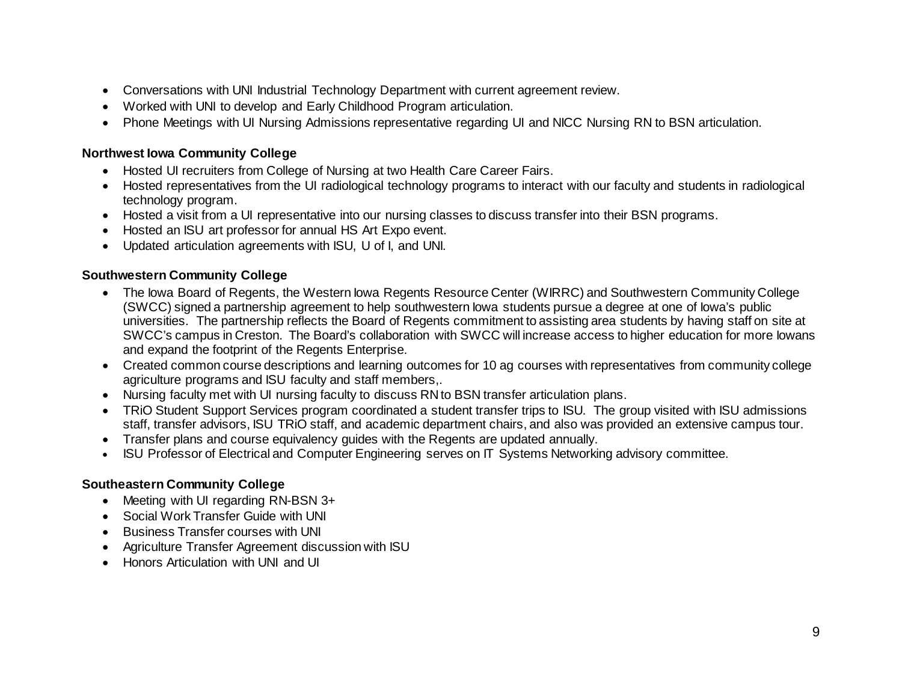- Conversations with UNI Industrial Technology Department with current agreement review.
- Worked with UNI to develop and Early Childhood Program articulation.
- Phone Meetings with UI Nursing Admissions representative regarding UI and NICC Nursing RN to BSN articulation.

**Northwest Iowa Community College**

- Hosted UI recruiters from College of Nursing at two Health Care Career Fairs.
- Hosted representatives from the UI radiological technology programs to interact with our faculty and students in radiological technology program.
- Hosted a visit from a UI representative into our nursing classes to discuss transfer into their BSN programs.
- Hosted an ISU art professor for annual HS Art Expo event.
- Updated articulation agreements with ISU, U of I, and UNI.

**Southwestern Community College**

- The Iowa Board of Regents, the Western Iowa Regents Resource Center (WIRRC) and Southwestern Community College (SWCC) signed a partnership agreement to help southwestern Iowa students pursue a degree at one of Iowa's public universities. The partnership reflects the Board of Regents commitment to assisting area students by having staff on site at SWCC's campus in Creston. The Board's collaboration with SWCC will increase access to higher education for more Iowans and expand the footprint of the Regents Enterprise.
- Created common course descriptions and learning outcomes for 10 ag courses with representatives from community college agriculture programs and ISU faculty and staff members,.
- Nursing faculty met with UI nursing faculty to discuss RN to BSN transfer articulation plans.
- TRiO Student Support Services program coordinated a student transfer trips to ISU. The group visited with ISU admissions staff, transfer advisors, ISU TRiO staff, and academic department chairs, and also was provided an extensive campus tour.
- Transfer plans and course equivalency guides with the Regents are updated annually.
- ISU Professor of Electrical and Computer Engineering serves on IT Systems Networking advisory committee.

**Southeastern Community College**

- Meeting with UI regarding RN-BSN 3+
- Social Work Transfer Guide with UNI
- Business Transfer courses with UNI
- Agriculture Transfer Agreement discussion with ISU
- Honors Articulation with UNI and UI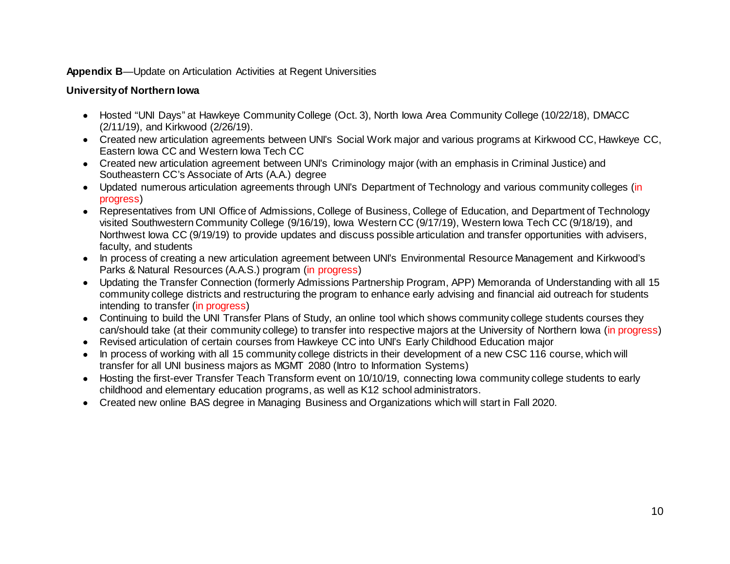**Appendix B**—Update on Articulation Activities at Regent Universities

**University of Northern Iowa**

- Hosted "UNI Days" at Hawkeye Community College (Oct. 3), North Iowa Area Community College (10/22/18), DMACC (2/11/19), and Kirkwood (2/26/19).
- Created new articulation agreements between UNI's Social Work major and various programs at Kirkwood CC, Hawkeye CC, Eastern Iowa CC and Western Iowa Tech CC
- Created new articulation agreement between UNI's Criminology major (with an emphasis in Criminal Justice) and Southeastern CC's Associate of Arts (A.A.) degree
- Updated numerous articulation agreements through UNI's Department of Technology and various community colleges (in progress)
- Representatives from UNI Office of Admissions, College of Business, College of Education, and Department of Technology visited Southwestern Community College (9/16/19), Iowa Western CC (9/17/19), Western Iowa Tech CC (9/18/19), and Northwest Iowa CC (9/19/19) to provide updates and discuss possible articulation and transfer opportunities with advisers, faculty, and students
- In process of creating a new articulation agreement between UNI's Environmental Resource Management and Kirkwood's Parks & Natural Resources (A.A.S.) program (in progress)
- Updating the Transfer Connection (formerly Admissions Partnership Program, APP) Memoranda of Understanding with all 15 community college districts and restructuring the program to enhance early advising and financial aid outreach for students intending to transfer (in progress)
- Continuing to build the UNI Transfer Plans of Study, an online tool which shows community college students courses they can/should take (at their community college) to transfer into respective majors at the University of Northern Iowa (in progress)
- Revised articulation of certain courses from Hawkeye CC into UNI's Early Childhood Education major
- In process of working with all 15 community college districts in their development of a new CSC 116 course, which will transfer for all UNI business majors as MGMT 2080 (Intro to Information Systems)
- Hosting the first-ever Transfer Teach Transform event on 10/10/19, connecting Iowa community college students to early childhood and elementary education programs, as well as K12 school administrators.
- Created new online BAS degree in Managing Business and Organizations which will start in Fall 2020.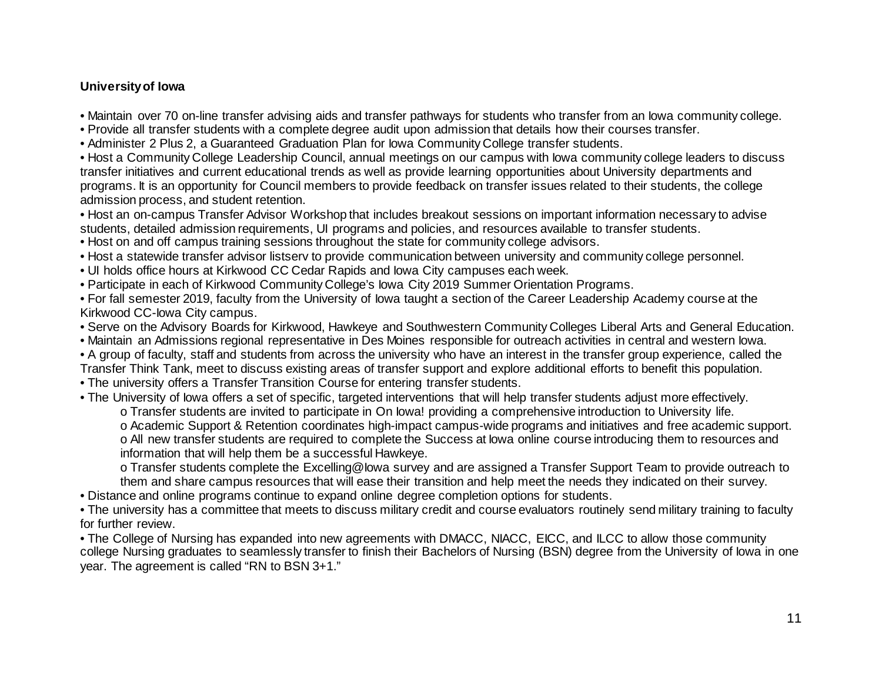**University of Iowa**

- Maintain over 70 on-line transfer advising aids and transfer pathways for students who transfer from an Iowa community college.
- Provide all transfer students with a complete degree audit upon admission that details how their courses transfer.
- Administer 2 Plus 2, a Guaranteed Graduation Plan for Iowa Community College transfer students.
- Host a Community College Leadership Council, annual meetings on our campus with Iowa community college leaders to discuss transfer initiatives and current educational trends as well as provide learning opportunities about University departments and programs. It is an opportunity for Council members to provide feedback on transfer issues related to their students, the college admission process, and student retention.
- Host an on-campus Transfer Advisor Workshop that includes breakout sessions on important information necessary to advise students, detailed admission requirements, UI programs and policies, and resources available to transfer students.
- Host on and off campus training sessions throughout the state for community college advisors.
- Host a statewide transfer advisor listserv to provide communication between university and community college personnel.
- UI holds office hours at Kirkwood CC Cedar Rapids and Iowa City campuses each week.
- Participate in each of Kirkwood Community College's Iowa City 2019 Summer Orientation Programs.
- For fall semester 2019, faculty from the University of Iowa taught a section of the Career Leadership Academy course at the Kirkwood CC-Iowa City campus.
- Serve on the Advisory Boards for Kirkwood, Hawkeye and Southwestern Community Colleges Liberal Arts and General Education.
- Maintain an Admissions regional representative in Des Moines responsible for outreach activities in central and western Iowa.
- A group of faculty, staff and students from across the university who have an interest in the transfer group experience, called the Transfer Think Tank, meet to discuss existing areas of transfer support and explore additional efforts to benefit this population.
- The university offers a Transfer Transition Course for entering transfer students.
- The University of Iowa offers a set of specific, targeted interventions that will help transfer students adjust more effectively.
    - Transfer students are invited to participate in On Iowa! providing a comprehensive introduction to University life.
    - Academic Support & Retention coordinates high-impact campus-wide programs and initiatives and free academic support.
    - All new transfer students are required to complete the Success at Iowa online course introducing them to resources and information that will help them be a successful Hawkeye.
    - Transfer students complete the Excelling@Iowa survey and are assigned a Transfer Support Team to provide outreach to them and share campus resources that will ease their transition and help meet the needs they indicated on their survey.
- Distance and online programs continue to expand online degree completion options for students.
- The university has a committee that meets to discuss military credit and course evaluators routinely send military training to faculty for further review.
- The College of Nursing has expanded into new agreements with DMACC, NIACC, EICC, and ILCC to allow those community college Nursing graduates to seamlessly transfer to finish their Bachelors of Nursing (BSN) degree from the University of Iowa in one year. The agreement is called "RN to BSN 3+1."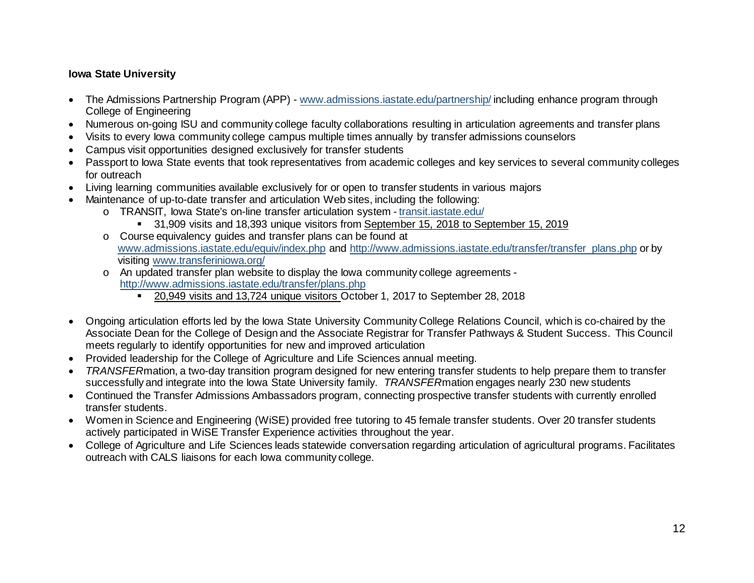**Iowa State University**

- The Admissions Partnership Program (APP) - www.admissions.iastate.edu/partnership/ including enhance program through College of Engineering
- Numerous on-going ISU and community college faculty collaborations resulting in articulation agreements and transfer plans
- Visits to every Iowa community college campus multiple times annually by transfer admissions counselors
- Campus visit opportunities designed exclusively for transfer students
- Passport to Iowa State events that took representatives from academic colleges and key services to several community colleges for outreach
- Living learning communities available exclusively for or open to transfer students in various majors
- Maintenance of up-to-date transfer and articulation Web sites, including the following:
    - TRANSIT, Iowa State's on-line transfer articulation system - transit.iastate.edu/
        - 31,909 visits and 18,393 unique visitors from September 15, 2018 to September 15, 2019
    - Course equivalency guides and transfer plans can be found at www.admissions.iastate.edu/equiv/index.php and http://www.admissions.iastate.edu/transfer/transfer_plans.php or by visiting www.transferiniowa.org/
    - An updated transfer plan website to display the Iowa community college agreements - http://www.admissions.iastate.edu/transfer/plans.php
        - 20,949 visits and 13,724 unique visitors October 1, 2017 to September 28, 2018
- Ongoing articulation efforts led by the Iowa State University Community College Relations Council, which is co-chaired by the Associate Dean for the College of Design and the Associate Registrar for Transfer Pathways & Student Success. This Council meets regularly to identify opportunities for new and improved articulation
- Provided leadership for the College of Agriculture and Life Sciences annual meeting.
- *TRANSFER*mation, a two-day transition program designed for new entering transfer students to help prepare them to transfer successfully and integrate into the Iowa State University family. *TRANSFER*mation engages nearly 230 new students
- Continued the Transfer Admissions Ambassadors program, connecting prospective transfer students with currently enrolled transfer students.
- Women in Science and Engineering (WiSE) provided free tutoring to 45 female transfer students. Over 20 transfer students actively participated in WiSE Transfer Experience activities throughout the year.
- College of Agriculture and Life Sciences leads statewide conversation regarding articulation of agricultural programs. Facilitates outreach with CALS liaisons for each Iowa community college.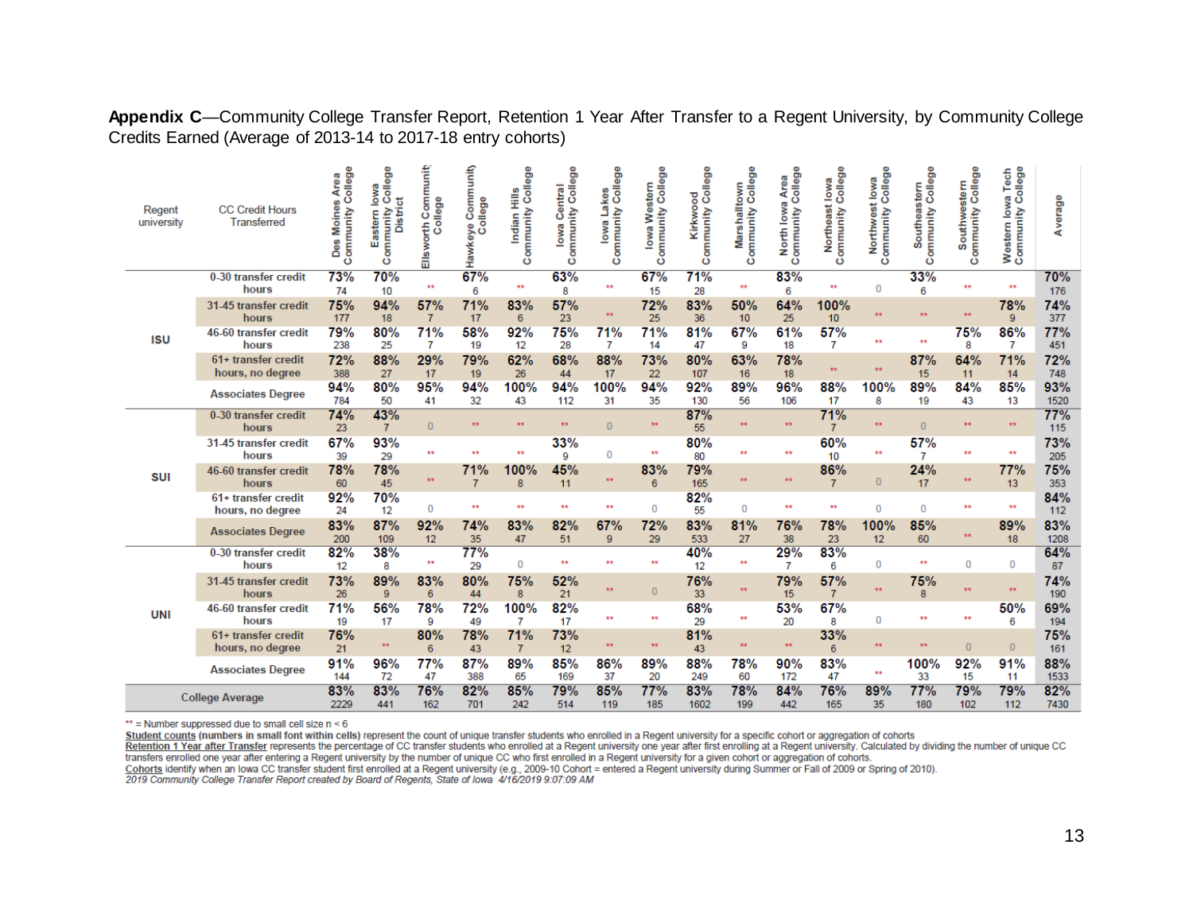**Appendix C**—Community College Transfer Report, Retention 1 Year After Transfer to a Regent University, by Community College Credits Earned (Average of 2013-14 to 2017-18 entry cohorts)

| Regent university | CC Credit Hours Transferred | Des Moines Area Community College | Eastern Iowa Community College District | Ellsworth Community College | Hawkeye Community College | Indian Hills Community College | Iowa Central Community College | Iowa Lakes Community College | Iowa Western Community College | Kirkwood Community College | Marshalltown Community College | North Iowa Area Community College | Northeast Iowa Community College | Northwest Iowa Community College | Southeastern Community College | Southwestern Community College | Western Iowa Tech Community College | Average |
|---|---|---|---|---|---|---|---|---|---|---|---|---|---|---|---|---|---|---|
| ISU | 0-30 transfer credit hours | 73% (74) | 70% (10) | ** | 67% (6) | ** | 63% (8) | ** | 67% (15) | 71% (28) | ** | 83% (6) | ** | 0 | 33% (6) | ** | ** | 70% (176) |
| | 31-45 transfer credit hours | 75% (177) | 94% (18) | 57% (7) | 71% (17) | 83% (6) | 57% (23) | ** | 72% (25) | 83% (36) | 50% (10) | 64% (25) | 100% (10) | ** | ** | ** | 78% (9) | 74% (377) |
| | 46-60 transfer credit hours | 79% (238) | 80% (25) | 71% (7) | 58% (19) | 92% (12) | 75% (28) | 71% (7) | 71% (14) | 81% (47) | 67% (9) | 61% (18) | 57% (7) | ** | ** | 75% (8) | 86% (7) | 77% (451) |
| | 61+ transfer credit hours, no degree | 72% (388) | 88% (27) | 29% (17) | 79% (19) | 62% (26) | 68% (44) | 88% (17) | 73% (22) | 80% (107) | 63% (16) | 78% (18) | ** | ** | 87% (15) | 64% (11) | 71% (14) | 72% (748) |
| | Associates Degree | 94% (784) | 80% (50) | 95% (41) | 94% (32) | 100% (43) | 94% (112) | 100% (31) | 94% (35) | 92% (130) | 89% (56) | 96% (106) | 88% (17) | 100% (8) | 89% (19) | 84% (43) | 85% (13) | 93% (1520) |
| SUI | 0-30 transfer credit hours | 74% (23) | 43% (7) | 0 | ** | ** | ** | 0 | ** | 87% (55) | ** | ** | 71% (7) | ** | 0 | ** | ** | 77% (115) |
| | 31-45 transfer credit hours | 67% (39) | 93% (29) | ** | ** | ** | 33% (9) | 0 | ** | 80% (80) | ** | ** | 60% (10) | ** | 57% (7) | ** | ** | 73% (205) |
| | 46-60 transfer credit hours | 78% (60) | 78% (45) | ** | 71% (7) | 100% (8) | 45% (11) | ** | 83% (6) | 79% (165) | ** | ** | 86% (7) | 0 | 24% (17) | ** | 77% (13) | 75% (353) |
| | 61+ transfer credit hours, no degree | 92% (24) | 70% (12) | 0 | ** | ** | ** | ** | 0 | 82% (55) | 0 | ** | ** | 0 | 0 | ** | ** | 84% (112) |
| | Associates Degree | 83% (200) | 87% (109) | 92% (12) | 74% (35) | 83% (47) | 82% (51) | 67% (9) | 72% (29) | 83% (533) | 81% (27) | 76% (38) | 78% (23) | 100% (12) | 85% (60) | ** | 89% (18) | 83% (1208) |
| UNI | 0-30 transfer credit hours | 82% (12) | 38% (8) | ** | 77% (29) | 0 | ** | ** | ** | 40% (12) | ** | 29% (7) | 83% (6) | 0 | ** | 0 | 0 | 64% (87) |
| | 31-45 transfer credit hours | 73% (26) | 89% (9) | 83% (6) | 80% (44) | 75% (8) | 52% (21) | ** | 0 | 76% (33) | ** | 79% (15) | 57% (7) | ** | 75% (8) | ** | ** | 74% (190) |
| | 46-60 transfer credit hours | 71% (19) | 56% (17) | 78% (9) | 72% (49) | 100% (7) | 82% (17) | ** | ** | 68% (29) | ** | 53% (20) | 67% (8) | 0 | ** | ** | 50% (6) | 69% (194) |
| | 61+ transfer credit hours, no degree | 76% (21) | ** | 80% (6) | 78% (43) | 71% (7) | 73% (12) | ** | ** | 81% (43) | ** | ** | 33% (6) | ** | ** | 0 | 0 | 75% (161) |
| | Associates Degree | 91% (144) | 96% (72) | 77% (47) | 87% (388) | 89% (65) | 85% (169) | 86% (37) | 89% (20) | 88% (249) | 78% (60) | 90% (172) | 83% (47) | ** | 100% (33) | 92% (15) | 91% (11) | 88% (1533) |
| College Average | | 83% (2229) | 83% (441) | 76% (162) | 82% (701) | 85% (242) | 79% (514) | 85% (119) | 77% (185) | 83% (1602) | 78% (199) | 84% (442) | 76% (165) | 89% (35) | 77% (180) | 79% (102) | 79% (112) | 82% (7430) |

** = Number suppressed due to small cell size n < 6

Student counts (numbers in small font within cells) represent the count of unique transfer students who enrolled in a Regent university for a specific cohort or aggregation of cohorts

Retention 1 Year after Transfer represents the percentage of CC transfer students who enrolled at a Regent university one year after first enrolling at a Regent university. Calculated by dividing the number of unique CC transfers enrolled one year after entering a Regent university by the number of unique CC who first enrolled in a Regent university for a given cohort or aggregation of cohorts.

Cohorts identify when an Iowa CC transfer student first enrolled at a Regent university (e.g., 2009-10 Cohort = entered a Regent university during Summer or Fall of 2009 or Spring of 2010).

*2019 Community College Transfer Report created by Board of Regents, State of Iowa 4/16/2019 9:07:09 AM*